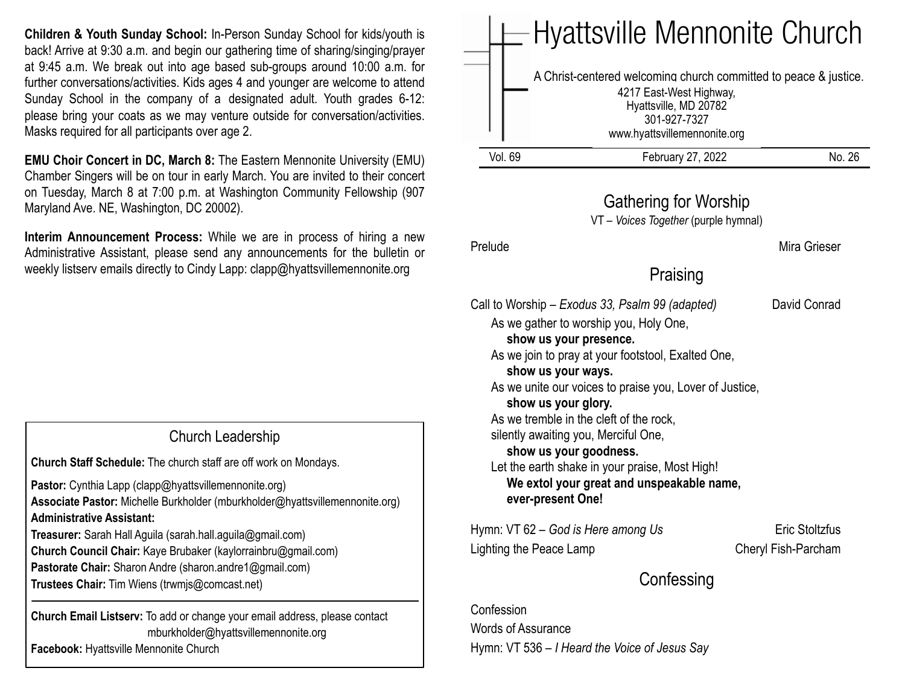**Children & Youth Sunday School:** In-Person Sunday School for kids/youth is back! Arrive at 9:30 a.m. and begin our gathering time of sharing/singing/prayer at 9:45 a.m. We break out into age based sub-groups around 10:00 a.m. for further conversations/activities. Kids ages 4 and younger are welcome to attend Sunday School in the company of a designated adult. Youth grades 6-12: please bring your coats as we may venture outside for conversation/activities. Masks required for all participants over age 2.

**EMU Choir Concert in DC, March 8:** The Eastern Mennonite University (EMU) Chamber Singers will be on tour in early March. You are invited to their concert on Tuesday, March 8 at 7:00 p.m. at Washington Community Fellowship (907 Maryland Ave. NE, Washington, DC 20002).

**Interim Announcement Process:** While we are in process of hiring a new Administrative Assistant, please send any announcements for the bulletin or weekly listserv emails directly to Cindy Lapp: clapp@hyattsvillemennonite.org

## Church Leadership

**Church Staff Schedule:** The church staff are off work on Mondays.

**Pastor:** Cynthia Lapp (clapp@hyattsvillemennonite.org)
**Associate Pastor:** Michelle Burkholder (mburkholder@hyattsvillemennonite.org)
**Administrative Assistant:**
**Treasurer:** Sarah Hall Aguila (sarah.hall.aguila@gmail.com)
**Church Council Chair:** Kaye Brubaker (kaylorrainbru@gmail.com)
**Pastorate Chair:** Sharon Andre (sharon.andre1@gmail.com)
**Trustees Chair:** Tim Wiens (trwmjs@comcast.net)

**Church Email Listserv:** To add or change your email address, please contact mburkholder@hyattsvillemennonite.org
**Facebook:** Hyattsville Mennonite Church

# Hyattsville Mennonite Church

A Christ-centered welcoming church committed to peace & justice.
4217 East-West Highway,
Hyattsville, MD 20782
301-927-7327
www.hyattsvillemennonite.org

Vol. 69 | February 27, 2022 | No. 26

## Gathering for Worship

VT – *Voices Together* (purple hymnal)

Prelude — Mira Grieser

## Praising

Call to Worship – *Exodus 33, Psalm 99 (adapted)* — David Conrad

As we gather to worship you, Holy One,
**show us your presence.**
As we join to pray at your footstool, Exalted One,
**show us your ways.**
As we unite our voices to praise you, Lover of Justice,
**show us your glory.**
As we tremble in the cleft of the rock,
silently awaiting you, Merciful One,
**show us your goodness.**
Let the earth shake in your praise, Most High!
**We extol your great and unspeakable name,**
**ever-present One!**

Hymn: VT 62 – *God is Here among Us* — Eric Stoltzfus
Lighting the Peace Lamp — Cheryl Fish-Parcham

## Confessing

Confession
Words of Assurance
Hymn: VT 536 – *I Heard the Voice of Jesus Say*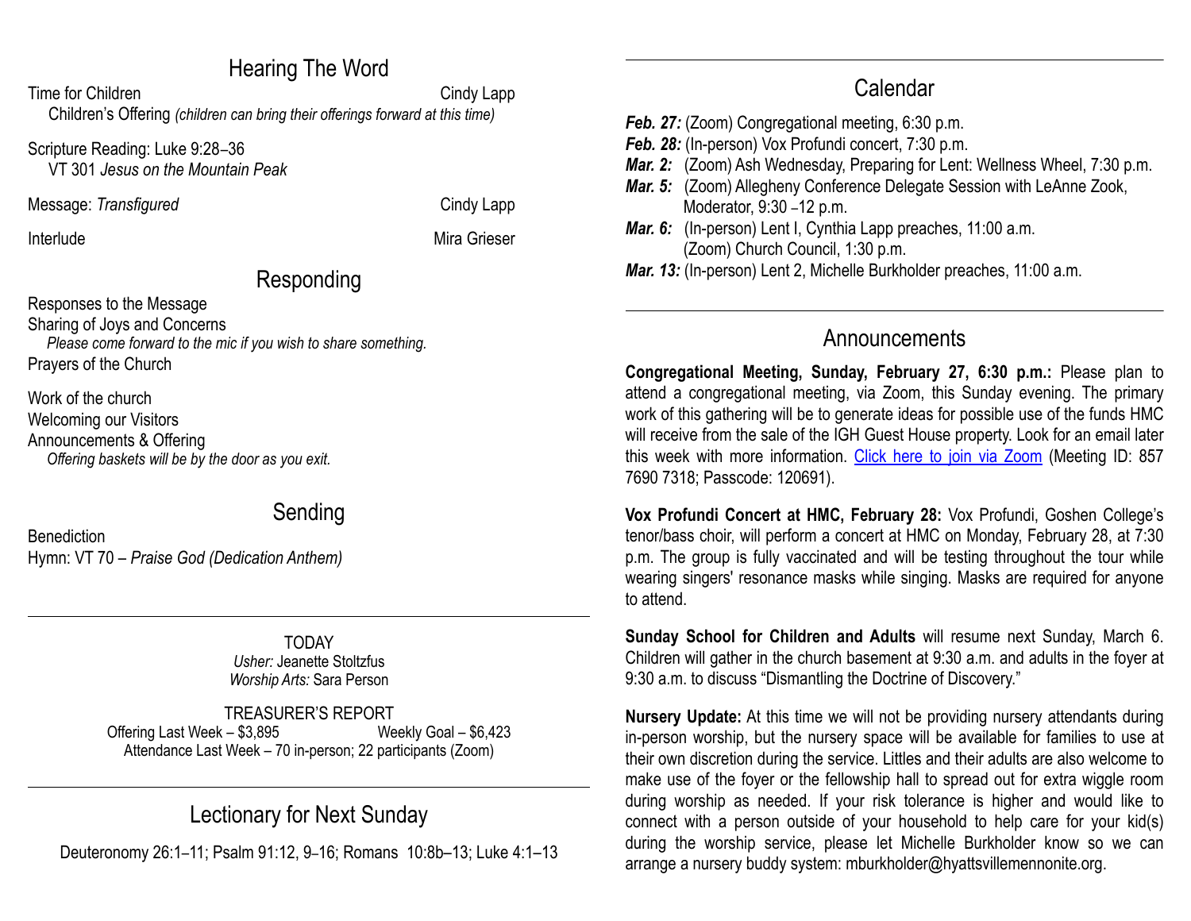## Hearing The Word

Time for Children — Cindy Lapp

Children's Offering *(children can bring their offerings forward at this time)*

Scripture Reading: Luke 9:28–36

VT 301 *Jesus on the Mountain Peak*

Message: *Transfigured* — Cindy Lapp

Interlude — Mira Grieser

## Responding

Responses to the Message

Sharing of Joys and Concerns

*Please come forward to the mic if you wish to share something.*

Prayers of the Church

Work of the church

Welcoming our Visitors

Announcements & Offering

*Offering baskets will be by the door as you exit.*

## Sending

Benediction

Hymn: VT 70 – *Praise God (Dedication Anthem)*

---

TODAY

*Usher:* Jeanette Stoltzfus

*Worship Arts:* Sara Person

TREASURER'S REPORT

Offering Last Week – $3,895 Weekly Goal – $6,423

Attendance Last Week – 70 in-person; 22 participants (Zoom)

---

## Lectionary for Next Sunday

Deuteronomy 26:1–11; Psalm 91:12, 9–16; Romans 10:8b–13; Luke 4:1–13

---

## Calendar

***Feb. 27:*** (Zoom) Congregational meeting, 6:30 p.m.

***Feb. 28:*** (In-person) Vox Profundi concert, 7:30 p.m.

***Mar. 2:*** (Zoom) Ash Wednesday, Preparing for Lent: Wellness Wheel, 7:30 p.m.

***Mar. 5:*** (Zoom) Allegheny Conference Delegate Session with LeAnne Zook, Moderator, 9:30 –12 p.m.

***Mar. 6:*** (In-person) Lent I, Cynthia Lapp preaches, 11:00 a.m.
(Zoom) Church Council, 1:30 p.m.

***Mar. 13:*** (In-person) Lent 2, Michelle Burkholder preaches, 11:00 a.m.

---

## Announcements

**Congregational Meeting, Sunday, February 27, 6:30 p.m.:** Please plan to attend a congregational meeting, via Zoom, this Sunday evening. The primary work of this gathering will be to generate ideas for possible use of the funds HMC will receive from the sale of the IGH Guest House property. Look for an email later this week with more information. Click here to join via Zoom (Meeting ID: 857 7690 7318; Passcode: 120691).

**Vox Profundi Concert at HMC, February 28:** Vox Profundi, Goshen College's tenor/bass choir, will perform a concert at HMC on Monday, February 28, at 7:30 p.m. The group is fully vaccinated and will be testing throughout the tour while wearing singers' resonance masks while singing. Masks are required for anyone to attend.

**Sunday School for Children and Adults** will resume next Sunday, March 6. Children will gather in the church basement at 9:30 a.m. and adults in the foyer at 9:30 a.m. to discuss "Dismantling the Doctrine of Discovery."

**Nursery Update:** At this time we will not be providing nursery attendants during in-person worship, but the nursery space will be available for families to use at their own discretion during the service. Littles and their adults are also welcome to make use of the foyer or the fellowship hall to spread out for extra wiggle room during worship as needed. If your risk tolerance is higher and would like to connect with a person outside of your household to help care for your kid(s) during the worship service, please let Michelle Burkholder know so we can arrange a nursery buddy system: mburkholder@hyattsvillemennonite.org.